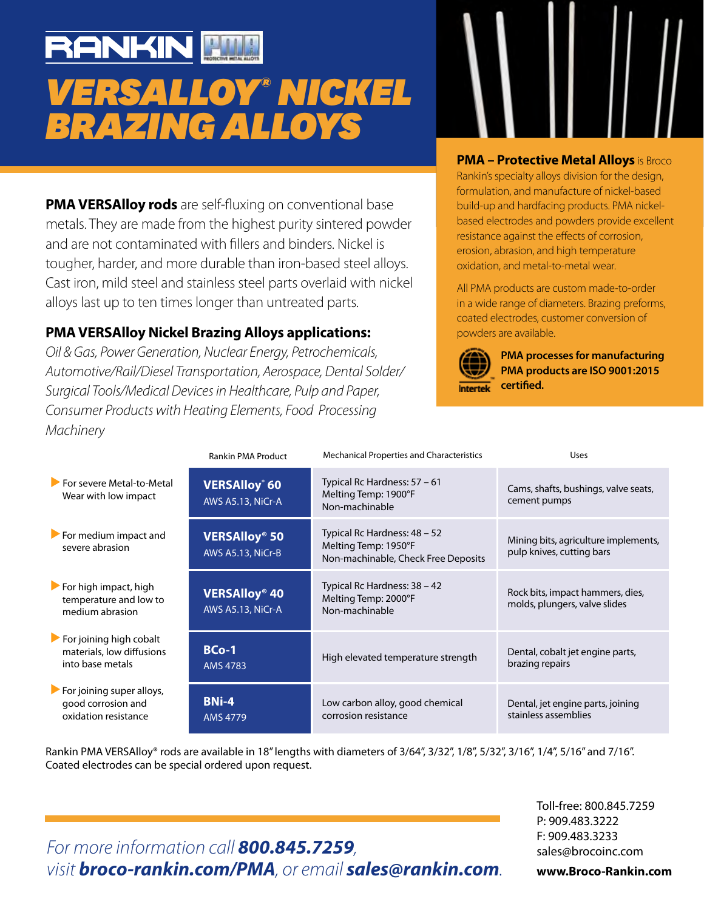RANKIN PMA

# VERSALLOY® NICKEL BRAZING ALLOYS

**PMA – Protective Metal Alloys** is Broco Rankin's specialty alloys division for the design, formulation, and manufacture of nickel-based build-up and hardfacing products. PMA nickel-based electrodes and powders provide excellent resistance against the effects of corrosion, erosion, abrasion, and high temperature oxidation, and metal-to-metal wear.

All PMA products are custom made-to-order in a wide range of diameters. Brazing preforms, coated electrodes, customer conversion of powders are available.

**PMA processes for manufacturing PMA products are ISO 9001:2015 certified.**

**PMA VERSAlloy rods** are self-fluxing on conventional base metals. They are made from the highest purity sintered powder and are not contaminated with fillers and binders. Nickel is tougher, harder, and more durable than iron-based steel alloys. Cast iron, mild steel and stainless steel parts overlaid with nickel alloys last up to ten times longer than untreated parts.

### PMA VERSAlloy Nickel Brazing Alloys applications:

*Oil & Gas, Power Generation, Nuclear Energy, Petrochemicals, Automotive/Rail/Diesel Transportation, Aerospace, Dental Solder/ Surgical Tools/Medical Devices in Healthcare, Pulp and Paper, Consumer Products with Heating Elements, Food Processing Machinery*

| | Rankin PMA Product | Mechanical Properties and Characteristics | Uses |
|---|---|---|---|
| For severe Metal-to-Metal Wear with low impact | **VERSAlloy® 60** AWS A5.13, NiCr-A | Typical Rc Hardness: 57 – 61<br>Melting Temp: 1900°F<br>Non-machinable | Cams, shafts, bushings, valve seats, cement pumps |
| For medium impact and severe abrasion | **VERSAlloy® 50** AWS A5.13, NiCr-B | Typical Rc Hardness: 48 – 52<br>Melting Temp: 1950°F<br>Non-machinable, Check Free Deposits | Mining bits, agriculture implements, pulp knives, cutting bars |
| For high impact, high temperature and low to medium abrasion | **VERSAlloy® 40** AWS A5.13, NiCr-A | Typical Rc Hardness: 38 – 42<br>Melting Temp: 2000°F<br>Non-machinable | Rock bits, impact hammers, dies, molds, plungers, valve slides |
| For joining high cobalt materials, low diffusions into base metals | **BCo-1** AMS 4783 | High elevated temperature strength | Dental, cobalt jet engine parts, brazing repairs |
| For joining super alloys, good corrosion and oxidation resistance | **BNi-4** AMS 4779 | Low carbon alloy, good chemical corrosion resistance | Dental, jet engine parts, joining stainless assemblies |

Rankin PMA VERSAlloy® rods are available in 18" lengths with diameters of 3/64", 3/32", 1/8", 5/32", 3/16", 1/4", 5/16" and 7/16". Coated electrodes can be special ordered upon request.

*For more information call **800.845.7259**, visit **broco-rankin.com/PMA**, or email **sales@rankin.com**.*

Toll-free: 800.845.7259
P: 909.483.3222
F: 909.483.3233
sales@brocoinc.com
**www.Broco-Rankin.com**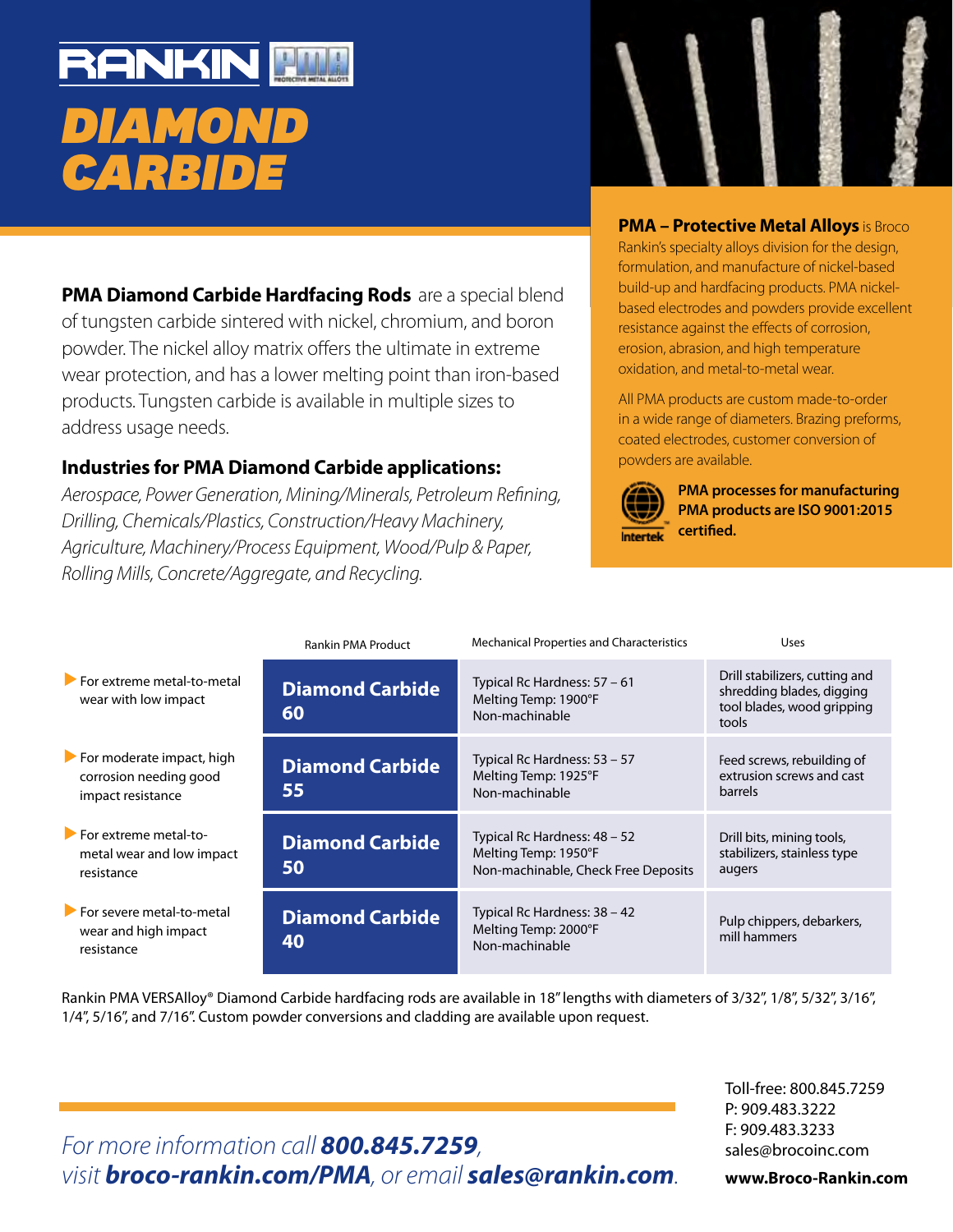# RANKIN PMA

# DIAMOND CARBIDE

**PMA Diamond Carbide Hardfacing Rods** are a special blend of tungsten carbide sintered with nickel, chromium, and boron powder. The nickel alloy matrix offers the ultimate in extreme wear protection, and has a lower melting point than iron-based products. Tungsten carbide is available in multiple sizes to address usage needs.

### Industries for PMA Diamond Carbide applications:

*Aerospace, Power Generation, Mining/Minerals, Petroleum Refining, Drilling, Chemicals/Plastics, Construction/Heavy Machinery, Agriculture, Machinery/Process Equipment, Wood/Pulp & Paper, Rolling Mills, Concrete/Aggregate, and Recycling.*

**PMA – Protective Metal Alloys** is Broco Rankin's specialty alloys division for the design, formulation, and manufacture of nickel-based build-up and hardfacing products. PMA nickel-based electrodes and powders provide excellent resistance against the effects of corrosion, erosion, abrasion, and high temperature oxidation, and metal-to-metal wear.

All PMA products are custom made-to-order in a wide range of diameters. Brazing preforms, coated electrodes, customer conversion of powders are available.

**PMA processes for manufacturing PMA products are ISO 9001:2015 certified.**

| | Rankin PMA Product | Mechanical Properties and Characteristics | Uses |
|---|---|---|---|
| For extreme metal-to-metal wear with low impact | **Diamond Carbide 60** | Typical Rc Hardness: 57 – 61<br>Melting Temp: 1900°F<br>Non-machinable | Drill stabilizers, cutting and shredding blades, digging tool blades, wood gripping tools |
| For moderate impact, high corrosion needing good impact resistance | **Diamond Carbide 55** | Typical Rc Hardness: 53 – 57<br>Melting Temp: 1925°F<br>Non-machinable | Feed screws, rebuilding of extrusion screws and cast barrels |
| For extreme metal-to-metal wear and low impact resistance | **Diamond Carbide 50** | Typical Rc Hardness: 48 – 52<br>Melting Temp: 1950°F<br>Non-machinable, Check Free Deposits | Drill bits, mining tools, stabilizers, stainless type augers |
| For severe metal-to-metal wear and high impact resistance | **Diamond Carbide 40** | Typical Rc Hardness: 38 – 42<br>Melting Temp: 2000°F<br>Non-machinable | Pulp chippers, debarkers, mill hammers |

Rankin PMA VERSAlloy® Diamond Carbide hardfacing rods are available in 18" lengths with diameters of 3/32", 1/8", 5/32", 3/16", 1/4", 5/16", and 7/16". Custom powder conversions and cladding are available upon request.

*For more information call **800.845.7259**, visit **broco-rankin.com/PMA**, or email **sales@rankin.com**.*

Toll-free: 800.845.7259
P: 909.483.3222
F: 909.483.3233
sales@brocoinc.com
**www.Broco-Rankin.com**